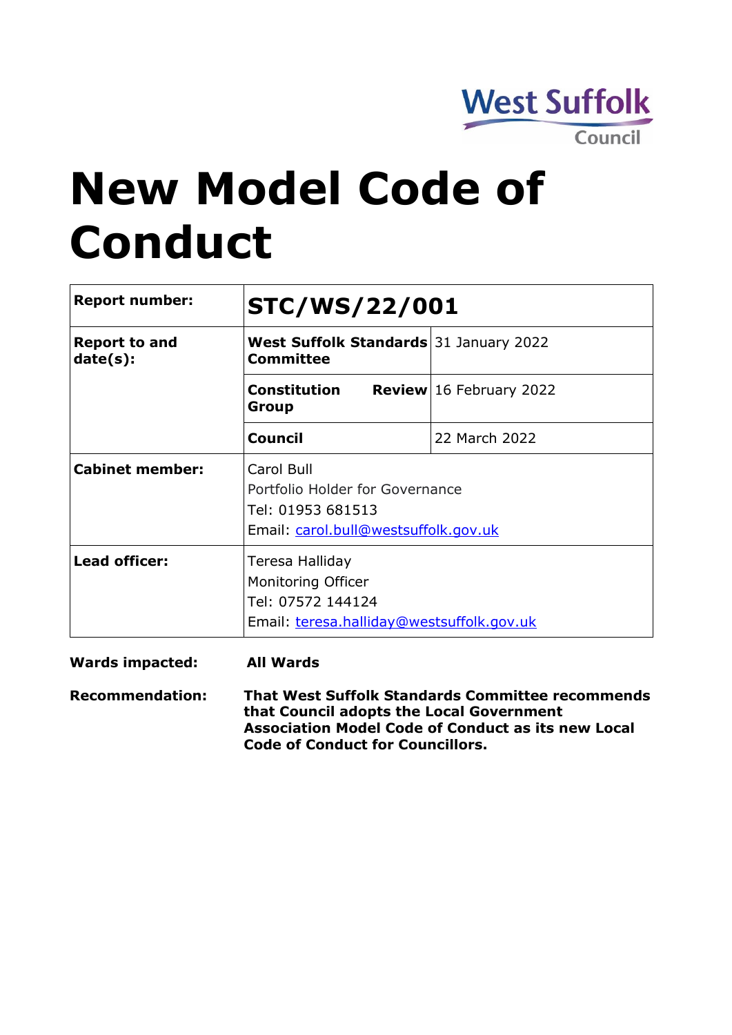West Suffolk Council

# New Model Code of Conduct

| **Report number:** | **STC/WS/22/001** | |
| --- | --- | --- |
| **Report to and date(s):** | **West Suffolk Standards Committee** | 31 January 2022 |
| | **Constitution Review Group** | 16 February 2022 |
| | **Council** | 22 March 2022 |
| **Cabinet member:** | Carol Bull<br>Portfolio Holder for Governance<br>Tel: 01953 681513<br>Email: carol.bull@westsuffolk.gov.uk | |
| **Lead officer:** | Teresa Halliday<br>Monitoring Officer<br>Tel: 07572 144124<br>Email: teresa.halliday@westsuffolk.gov.uk | |

**Wards impacted:** **All Wards**

**Recommendation:** **That West Suffolk Standards Committee recommends that Council adopts the Local Government Association Model Code of Conduct as its new Local Code of Conduct for Councillors.**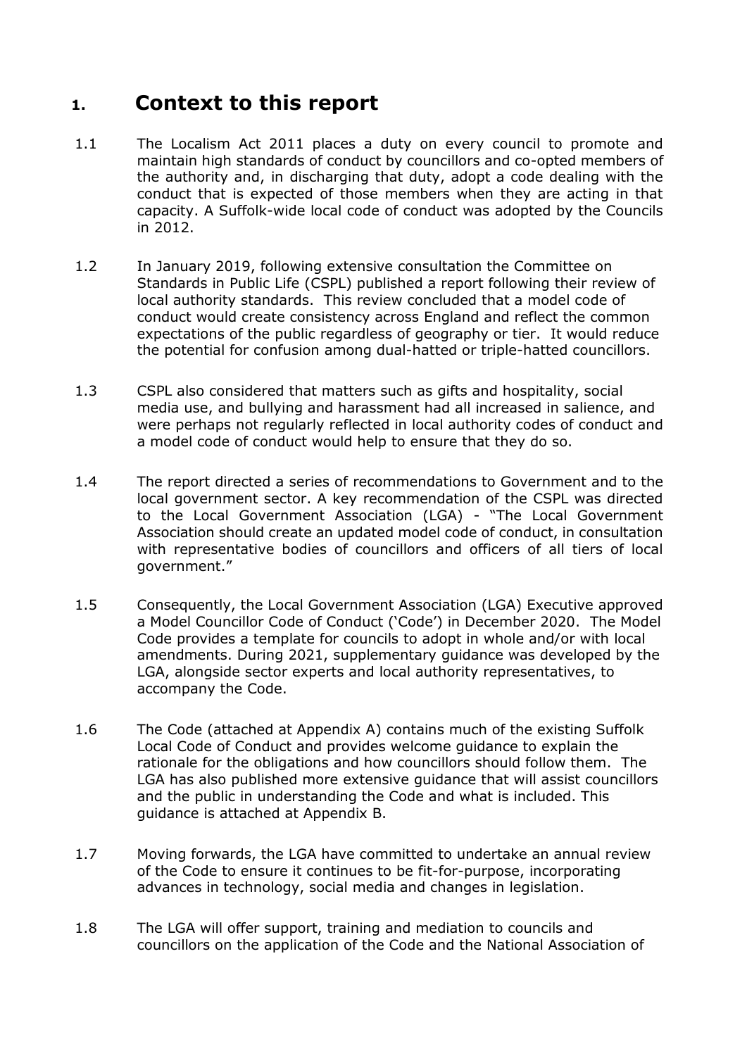# 1. Context to this report

1.1 The Localism Act 2011 places a duty on every council to promote and maintain high standards of conduct by councillors and co-opted members of the authority and, in discharging that duty, adopt a code dealing with the conduct that is expected of those members when they are acting in that capacity. A Suffolk-wide local code of conduct was adopted by the Councils in 2012.

1.2 In January 2019, following extensive consultation the Committee on Standards in Public Life (CSPL) published a report following their review of local authority standards. This review concluded that a model code of conduct would create consistency across England and reflect the common expectations of the public regardless of geography or tier. It would reduce the potential for confusion among dual-hatted or triple-hatted councillors.

1.3 CSPL also considered that matters such as gifts and hospitality, social media use, and bullying and harassment had all increased in salience, and were perhaps not regularly reflected in local authority codes of conduct and a model code of conduct would help to ensure that they do so.

1.4 The report directed a series of recommendations to Government and to the local government sector. A key recommendation of the CSPL was directed to the Local Government Association (LGA) - "The Local Government Association should create an updated model code of conduct, in consultation with representative bodies of councillors and officers of all tiers of local government."

1.5 Consequently, the Local Government Association (LGA) Executive approved a Model Councillor Code of Conduct ('Code') in December 2020. The Model Code provides a template for councils to adopt in whole and/or with local amendments. During 2021, supplementary guidance was developed by the LGA, alongside sector experts and local authority representatives, to accompany the Code.

1.6 The Code (attached at Appendix A) contains much of the existing Suffolk Local Code of Conduct and provides welcome guidance to explain the rationale for the obligations and how councillors should follow them. The LGA has also published more extensive guidance that will assist councillors and the public in understanding the Code and what is included. This guidance is attached at Appendix B.

1.7 Moving forwards, the LGA have committed to undertake an annual review of the Code to ensure it continues to be fit-for-purpose, incorporating advances in technology, social media and changes in legislation.

1.8 The LGA will offer support, training and mediation to councils and councillors on the application of the Code and the National Association of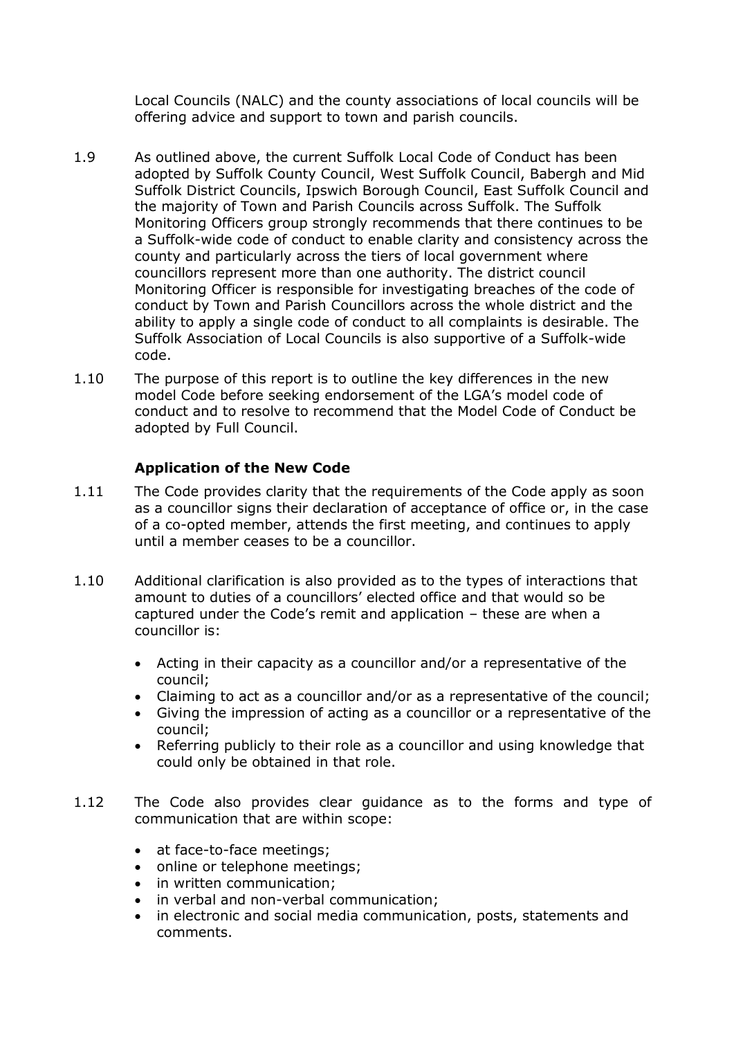Local Councils (NALC) and the county associations of local councils will be offering advice and support to town and parish councils.

1.9 As outlined above, the current Suffolk Local Code of Conduct has been adopted by Suffolk County Council, West Suffolk Council, Babergh and Mid Suffolk District Councils, Ipswich Borough Council, East Suffolk Council and the majority of Town and Parish Councils across Suffolk. The Suffolk Monitoring Officers group strongly recommends that there continues to be a Suffolk-wide code of conduct to enable clarity and consistency across the county and particularly across the tiers of local government where councillors represent more than one authority. The district council Monitoring Officer is responsible for investigating breaches of the code of conduct by Town and Parish Councillors across the whole district and the ability to apply a single code of conduct to all complaints is desirable. The Suffolk Association of Local Councils is also supportive of a Suffolk-wide code.

1.10 The purpose of this report is to outline the key differences in the new model Code before seeking endorsement of the LGA's model code of conduct and to resolve to recommend that the Model Code of Conduct be adopted by Full Council.

**Application of the New Code**

1.11 The Code provides clarity that the requirements of the Code apply as soon as a councillor signs their declaration of acceptance of office or, in the case of a co-opted member, attends the first meeting, and continues to apply until a member ceases to be a councillor.

1.10 Additional clarification is also provided as to the types of interactions that amount to duties of a councillors' elected office and that would so be captured under the Code's remit and application – these are when a councillor is:

- Acting in their capacity as a councillor and/or a representative of the council;
- Claiming to act as a councillor and/or as a representative of the council;
- Giving the impression of acting as a councillor or a representative of the council;
- Referring publicly to their role as a councillor and using knowledge that could only be obtained in that role.

1.12 The Code also provides clear guidance as to the forms and type of communication that are within scope:

- at face-to-face meetings;
- online or telephone meetings;
- in written communication;
- in verbal and non-verbal communication;
- in electronic and social media communication, posts, statements and comments.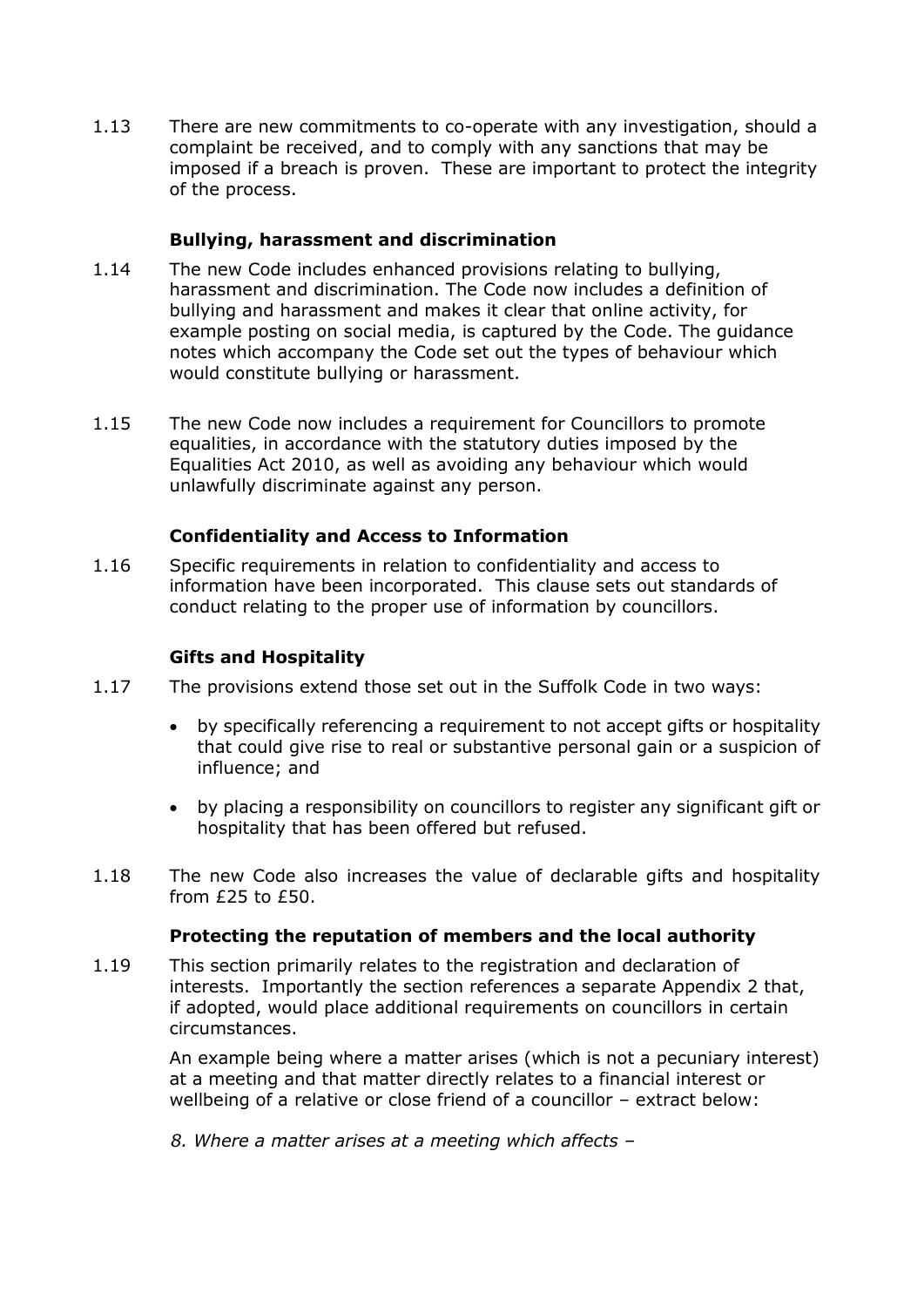1.13 There are new commitments to co-operate with any investigation, should a complaint be received, and to comply with any sanctions that may be imposed if a breach is proven. These are important to protect the integrity of the process.

**Bullying, harassment and discrimination**

1.14 The new Code includes enhanced provisions relating to bullying, harassment and discrimination. The Code now includes a definition of bullying and harassment and makes it clear that online activity, for example posting on social media, is captured by the Code. The guidance notes which accompany the Code set out the types of behaviour which would constitute bullying or harassment.

1.15 The new Code now includes a requirement for Councillors to promote equalities, in accordance with the statutory duties imposed by the Equalities Act 2010, as well as avoiding any behaviour which would unlawfully discriminate against any person.

**Confidentiality and Access to Information**

1.16 Specific requirements in relation to confidentiality and access to information have been incorporated. This clause sets out standards of conduct relating to the proper use of information by councillors.

**Gifts and Hospitality**

1.17 The provisions extend those set out in the Suffolk Code in two ways:

- by specifically referencing a requirement to not accept gifts or hospitality that could give rise to real or substantive personal gain or a suspicion of influence; and
- by placing a responsibility on councillors to register any significant gift or hospitality that has been offered but refused.

1.18 The new Code also increases the value of declarable gifts and hospitality from £25 to £50.

**Protecting the reputation of members and the local authority**

1.19 This section primarily relates to the registration and declaration of interests. Importantly the section references a separate Appendix 2 that, if adopted, would place additional requirements on councillors in certain circumstances.

An example being where a matter arises (which is not a pecuniary interest) at a meeting and that matter directly relates to a financial interest or wellbeing of a relative or close friend of a councillor – extract below:

*8. Where a matter arises at a meeting which affects –*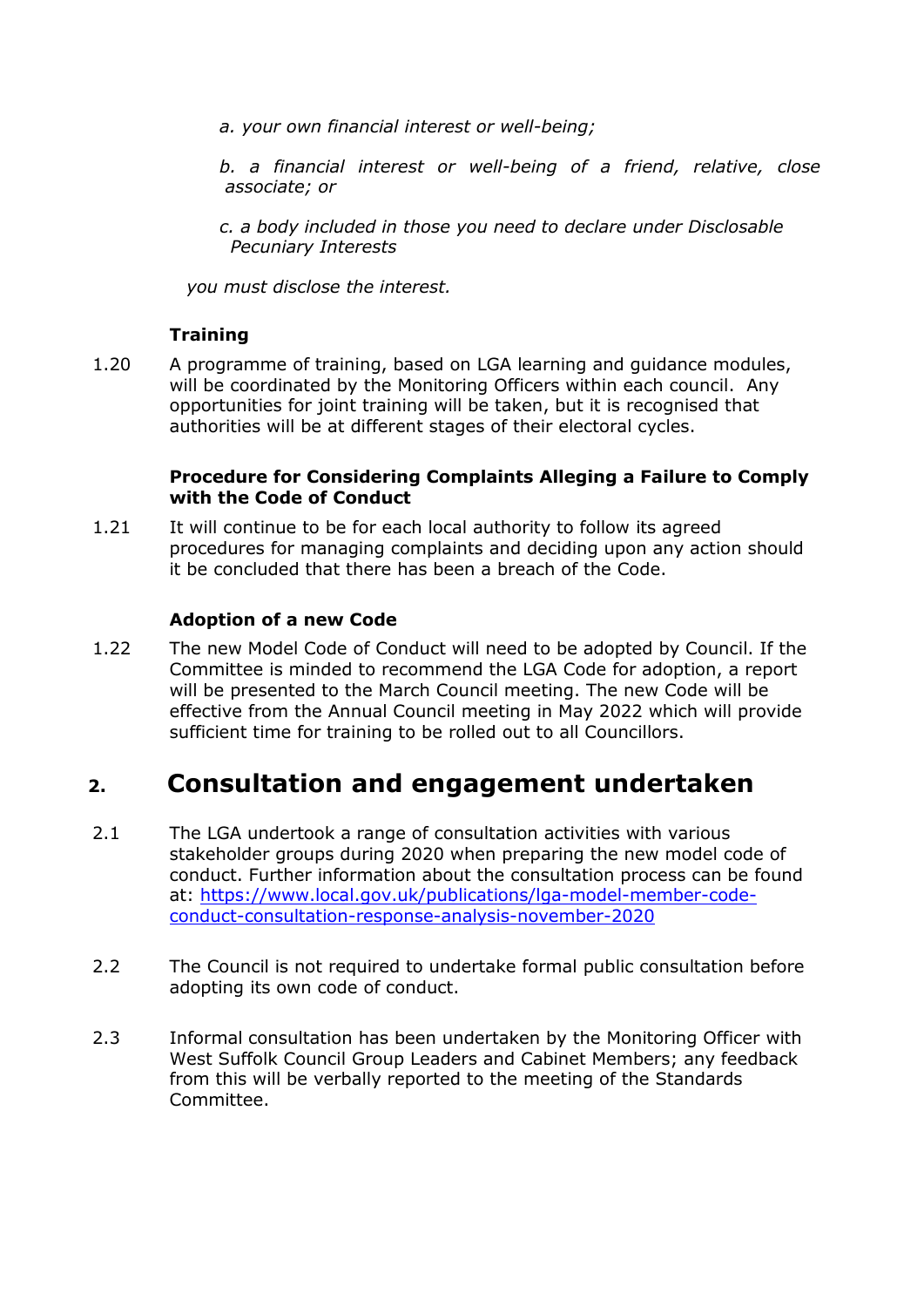*a. your own financial interest or well-being;*

*b. a financial interest or well-being of a friend, relative, close associate; or*

*c. a body included in those you need to declare under Disclosable Pecuniary Interests*

*you must disclose the interest.*

**Training**

1.20 A programme of training, based on LGA learning and guidance modules, will be coordinated by the Monitoring Officers within each council. Any opportunities for joint training will be taken, but it is recognised that authorities will be at different stages of their electoral cycles.

**Procedure for Considering Complaints Alleging a Failure to Comply with the Code of Conduct**

1.21 It will continue to be for each local authority to follow its agreed procedures for managing complaints and deciding upon any action should it be concluded that there has been a breach of the Code.

**Adoption of a new Code**

1.22 The new Model Code of Conduct will need to be adopted by Council. If the Committee is minded to recommend the LGA Code for adoption, a report will be presented to the March Council meeting. The new Code will be effective from the Annual Council meeting in May 2022 which will provide sufficient time for training to be rolled out to all Councillors.

## 2. Consultation and engagement undertaken

2.1 The LGA undertook a range of consultation activities with various stakeholder groups during 2020 when preparing the new model code of conduct. Further information about the consultation process can be found at: [https://www.local.gov.uk/publications/lga-model-member-code-conduct-consultation-response-analysis-november-2020](https://www.local.gov.uk/publications/lga-model-member-code-conduct-consultation-response-analysis-november-2020)

2.2 The Council is not required to undertake formal public consultation before adopting its own code of conduct.

2.3 Informal consultation has been undertaken by the Monitoring Officer with West Suffolk Council Group Leaders and Cabinet Members; any feedback from this will be verbally reported to the meeting of the Standards Committee.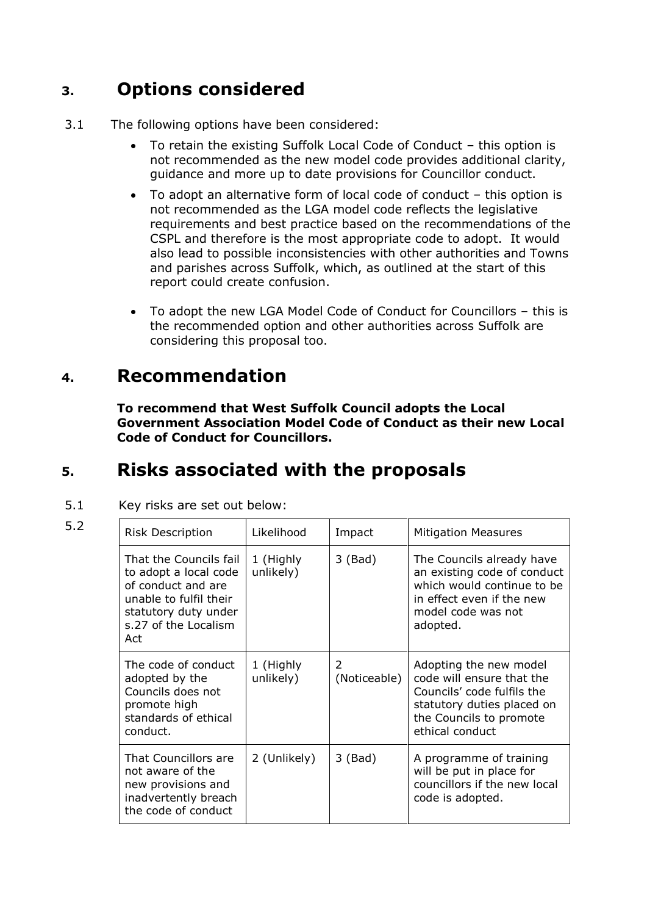## 3. Options considered

3.1 The following options have been considered:

- To retain the existing Suffolk Local Code of Conduct – this option is not recommended as the new model code provides additional clarity, guidance and more up to date provisions for Councillor conduct.
- To adopt an alternative form of local code of conduct – this option is not recommended as the LGA model code reflects the legislative requirements and best practice based on the recommendations of the CSPL and therefore is the most appropriate code to adopt. It would also lead to possible inconsistencies with other authorities and Towns and parishes across Suffolk, which, as outlined at the start of this report could create confusion.
- To adopt the new LGA Model Code of Conduct for Councillors – this is the recommended option and other authorities across Suffolk are considering this proposal too.

## 4. Recommendation

**To recommend that West Suffolk Council adopts the Local Government Association Model Code of Conduct as their new Local Code of Conduct for Councillors.**

## 5. Risks associated with the proposals

5.1 Key risks are set out below:

5.2

| Risk Description | Likelihood | Impact | Mitigation Measures |
|---|---|---|---|
| That the Councils fail to adopt a local code of conduct and are unable to fulfil their statutory duty under s.27 of the Localism Act | 1 (Highly unlikely) | 3 (Bad) | The Councils already have an existing code of conduct which would continue to be in effect even if the new model code was not adopted. |
| The code of conduct adopted by the Councils does not promote high standards of ethical conduct. | 1 (Highly unlikely) | 2 (Noticeable) | Adopting the new model code will ensure that the Councils' code fulfils the statutory duties placed on the Councils to promote ethical conduct |
| That Councillors are not aware of the new provisions and inadvertently breach the code of conduct | 2 (Unlikely) | 3 (Bad) | A programme of training will be put in place for councillors if the new local code is adopted. |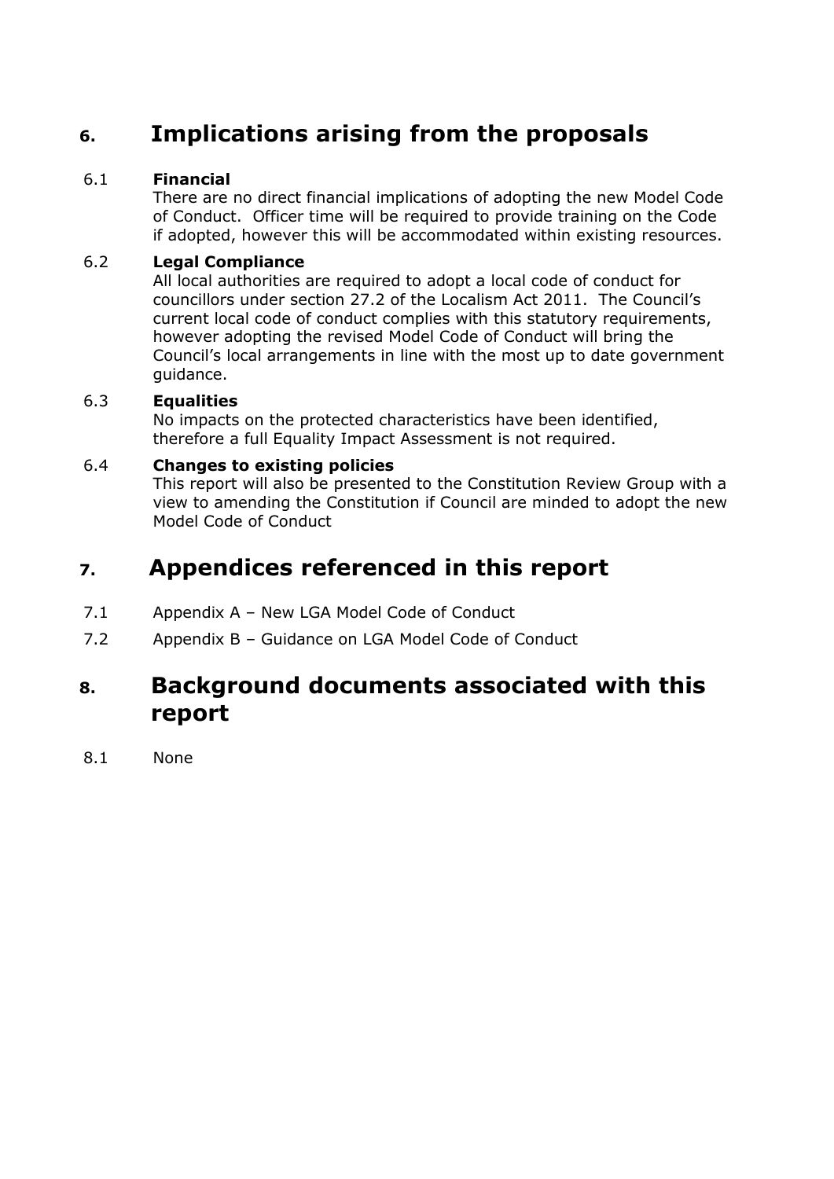## 6. Implications arising from the proposals

6.1 **Financial**

There are no direct financial implications of adopting the new Model Code of Conduct. Officer time will be required to provide training on the Code if adopted, however this will be accommodated within existing resources.

6.2 **Legal Compliance**

All local authorities are required to adopt a local code of conduct for councillors under section 27.2 of the Localism Act 2011. The Council's current local code of conduct complies with this statutory requirements, however adopting the revised Model Code of Conduct will bring the Council's local arrangements in line with the most up to date government guidance.

6.3 **Equalities**

No impacts on the protected characteristics have been identified, therefore a full Equality Impact Assessment is not required.

6.4 **Changes to existing policies**

This report will also be presented to the Constitution Review Group with a view to amending the Constitution if Council are minded to adopt the new Model Code of Conduct

## 7. Appendices referenced in this report

7.1 Appendix A – New LGA Model Code of Conduct

7.2 Appendix B – Guidance on LGA Model Code of Conduct

## 8. Background documents associated with this report

8.1 None